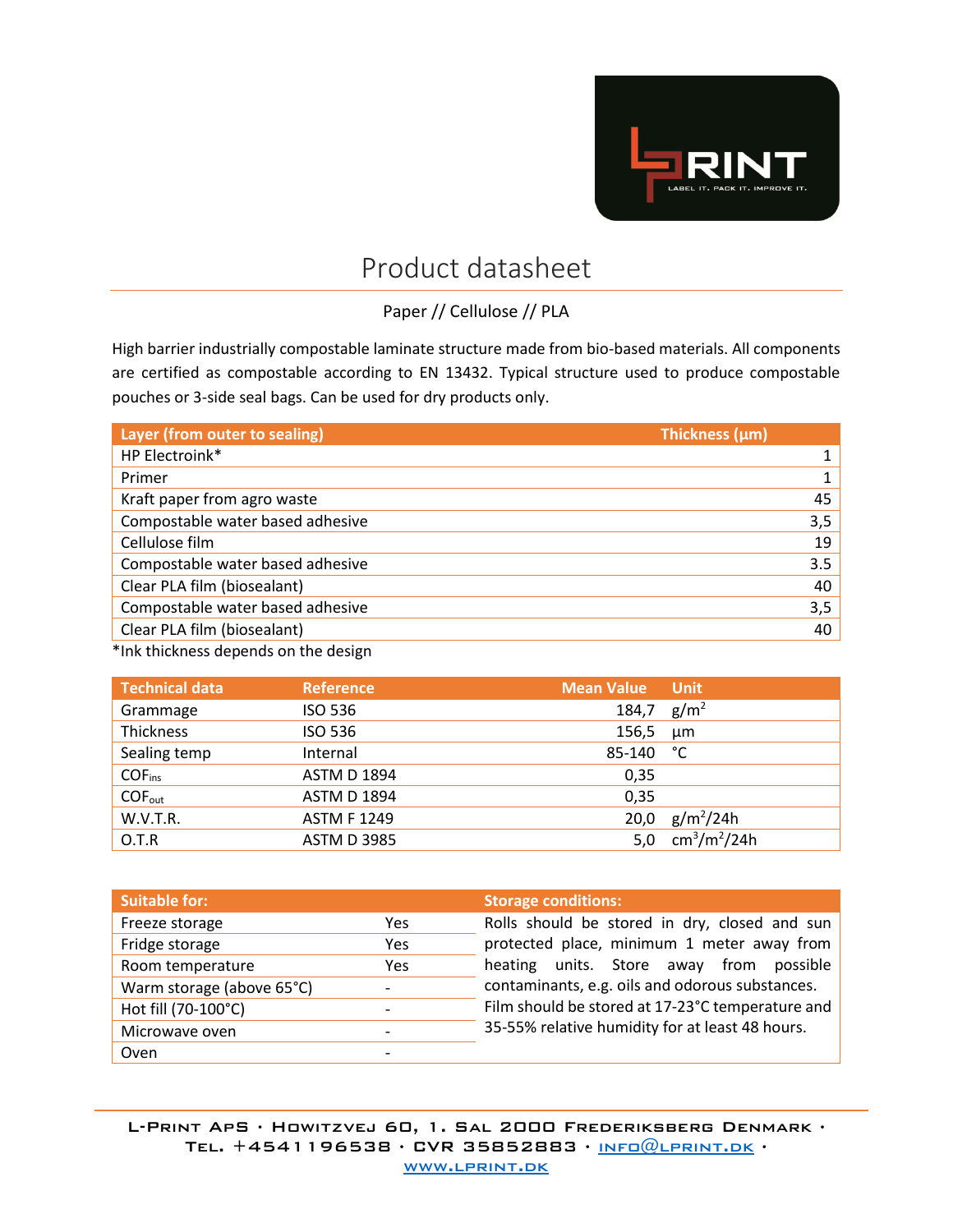# Product datasheet

Paper // Cellulose // PLA

High barrier industrially compostable laminate structure made from bio-based materials. All components are certified as compostable according to EN 13432. Typical structure used to produce compostable pouches or 3-side seal bags. Can be used for dry products only.

| Layer (from outer to sealing) | Thickness (µm) |
|---|---|
| HP Electroink* | 1 |
| Primer | 1 |
| Kraft paper from agro waste | 45 |
| Compostable water based adhesive | 3,5 |
| Cellulose film | 19 |
| Compostable water based adhesive | 3.5 |
| Clear PLA film (biosealant) | 40 |
| Compostable water based adhesive | 3,5 |
| Clear PLA film (biosealant) | 40 |

*Ink thickness depends on the design

| Technical data | Reference | Mean Value | Unit |
|---|---|---|---|
| Grammage | ISO 536 | 184,7 | $g/m^2$ |
| Thickness | ISO 536 | 156,5 | µm |
| Sealing temp | Internal | 85-140 | °C |
| $COF_{ins}$ | ASTM D 1894 | 0,35 | |
| $COF_{out}$ | ASTM D 1894 | 0,35 | |
| W.V.T.R. | ASTM F 1249 | 20,0 | $g/m^2/24h$ |
| O.T.R | ASTM D 3985 | 5,0 | $cm^3/m^2/24h$ |

| Suitable for: | |
|---|---|
| Freeze storage | Yes |
| Fridge storage | Yes |
| Room temperature | Yes |
| Warm storage (above 65°C) | - |
| Hot fill (70-100°C) | - |
| Microwave oven | - |
| Oven | - |

**Storage conditions:**

Rolls should be stored in dry, closed and sun protected place, minimum 1 meter away from heating units. Store away from possible contaminants, e.g. oils and odorous substances. Film should be stored at 17-23°C temperature and 35-55% relative humidity for at least 48 hours.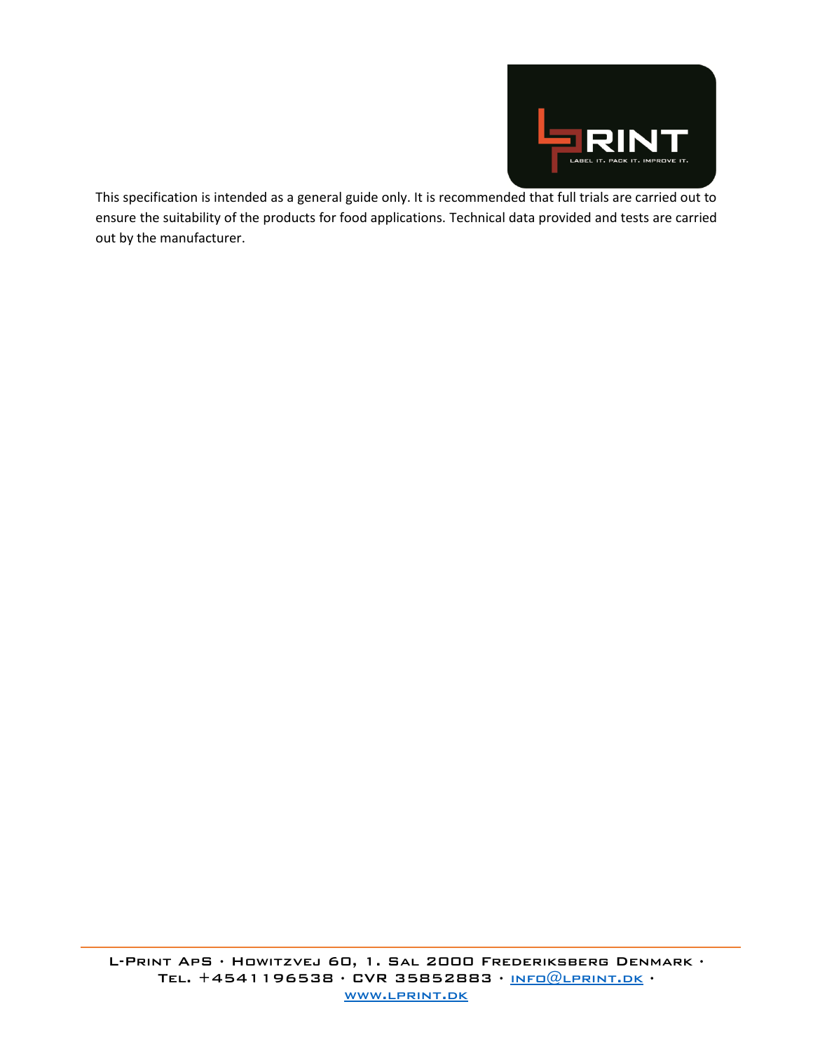This specification is intended as a general guide only. It is recommended that full trials are carried out to ensure the suitability of the products for food applications. Technical data provided and tests are carried out by the manufacturer.